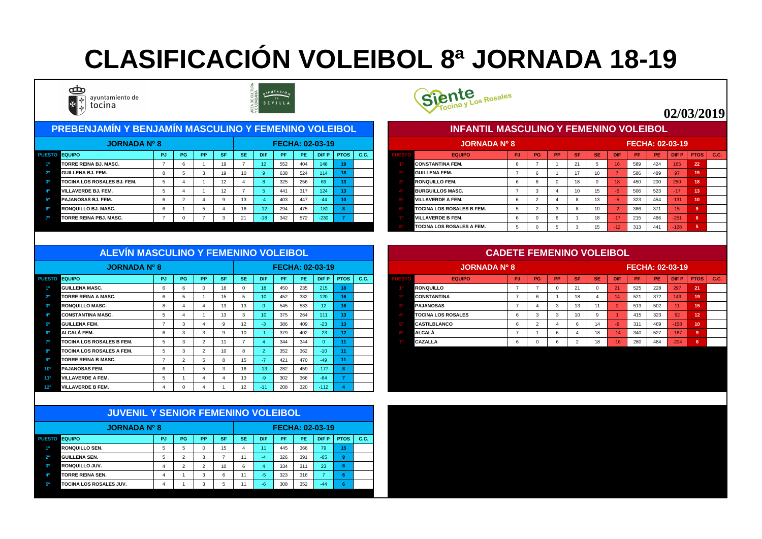# CLASIFICACIÓN VOLEIBOL 8ª JORNADA 18-19

ayuntamiento de tocina

**02/03/2019**

## PREBENJAMÍN Y BENJAMÍN MASCULINO Y FEMENINO VOLEIBOL

**JORNADA Nº 8** — **FECHA: 02-03-19**

| PUESTO | EQUIPO | PJ | PG | PP | SF | SE | DIF | PF | PE | DIF P | PTOS | C.C. |
|---|---|---|---|---|---|---|---|---|---|---|---|---|
| 1º | TORRE REINA BJ. MASC. | 7 | 6 | 1 | 19 | 7 | 12 | 552 | 404 | 148 | 19 | |
| 2º | GUILLENA BJ. FEM. | 8 | 5 | 3 | 19 | 10 | 9 | 638 | 524 | 114 | 18 | |
| 3º | TOCINA LOS ROSALES BJ. FEM. | 5 | 4 | 1 | 12 | 4 | 8 | 325 | 256 | 69 | 13 | |
| 4º | VILLAVERDE BJ. FEM. | 5 | 4 | 1 | 12 | 7 | 5 | 441 | 317 | 124 | 13 | |
| 5º | PAJANOSAS BJ. FEM. | 6 | 2 | 4 | 9 | 13 | -4 | 403 | 447 | -44 | 10 | |
| 6º | RONQUILLO BJ. MASC. | 6 | 1 | 5 | 4 | 16 | -12 | 294 | 475 | -181 | 8 | |
| 7º | TORRE REINA PBJ. MASC. | 7 | 0 | 7 | 3 | 21 | -18 | 342 | 572 | -230 | 7 | |

## INFANTIL MASCULINO Y FEMENINO VOLEIBOL

**JORNADA Nº 8** — **FECHA: 02-03-19**

| PUESTO | EQUIPO | PJ | PG | PP | SF | SE | DIF | PF | PE | DIF P | PTOS | C.C. |
|---|---|---|---|---|---|---|---|---|---|---|---|---|
| 1º | CONSTANTINA FEM. | 8 | 7 | 1 | 21 | 5 | 16 | 589 | 424 | 165 | 22 | |
| 2º | GUILLENA FEM. | 7 | 6 | 1 | 17 | 10 | 7 | 586 | 489 | 97 | 19 | |
| 3º | RONQUILLO FEM. | 6 | 6 | 0 | 18 | 0 | 18 | 450 | 200 | 250 | 18 | |
| 4º | BURGUILLOS MASC. | 7 | 3 | 4 | 10 | 15 | -5 | 506 | 523 | -17 | 13 | |
| 5º | VILLAVERDE A FEM. | 6 | 2 | 4 | 8 | 13 | -5 | 323 | 454 | -131 | 10 | |
| 6º | TOCINA LOS ROSALES B FEM. | 5 | 2 | 3 | 8 | 10 | -2 | 386 | 371 | 15 | 9 | |
| 7º | VILLAVERDE B FEM. | 6 | 0 | 6 | 1 | 18 | -17 | 215 | 466 | -251 | 6 | |
| 8º | TOCINA LOS ROSALES A FEM. | 5 | 0 | 5 | 3 | 15 | -12 | 313 | 441 | -128 | 5 | |

## ALEVÍN MASCULINO Y FEMENINO VOLEIBOL

**JORNADA Nº 8** — **FECHA: 02-03-19**

| PUESTO | EQUIPO | PJ | PG | PP | SF | SE | DIF | PF | PE | DIF P | PTOS | C.C. |
|---|---|---|---|---|---|---|---|---|---|---|---|---|
| 1º | GUILLENA MASC. | 6 | 6 | 0 | 18 | 0 | 18 | 450 | 235 | 215 | 18 | |
| 2º | TORRE REINA A MASC. | 6 | 5 | 1 | 15 | 5 | 10 | 452 | 332 | 120 | 16 | |
| 3º | RONQUILLO MASC. | 8 | 4 | 4 | 13 | 13 | 0 | 545 | 533 | 12 | 16 | |
| 4º | CONSTANTINA MASC. | 5 | 4 | 1 | 13 | 3 | 10 | 375 | 264 | 111 | 13 | |
| 5º | GUILLENA FEM. | 7 | 3 | 4 | 9 | 12 | -3 | 386 | 409 | -23 | 13 | |
| 6º | ALCALÁ FEM. | 6 | 3 | 3 | 9 | 10 | -1 | 379 | 402 | -23 | 12 | |
| 7º | TOCINA LOS ROSALES B FEM. | 5 | 3 | 2 | 11 | 7 | 4 | 344 | 344 | 0 | 11 | |
| 8º | TOCINA LOS ROSALES A FEM. | 5 | 3 | 2 | 10 | 8 | 2 | 352 | 362 | -10 | 11 | |
| 9º | TORRE REINA B MASC. | 7 | 2 | 5 | 8 | 15 | -7 | 421 | 470 | -49 | 11 | |
| 10º | PAJANOSAS FEM. | 6 | 1 | 5 | 3 | 16 | -13 | 282 | 459 | -177 | 8 | |
| 11º | VILLAVERDE A FEM. | 5 | 1 | 4 | 4 | 13 | -9 | 302 | 366 | -64 | 7 | |
| 12º | VILLAVERDE B FEM. | 4 | 0 | 4 | 1 | 12 | -11 | 208 | 320 | -112 | 4 | |

## CADETE FEMENINO VOLEIBOL

**JORNADA Nº 8** — **FECHA: 02-03-19**

| PUESTO | EQUIPO | PJ | PG | PP | SF | SE | DIF | PF | PE | DIF P | PTOS | C.C. |
|---|---|---|---|---|---|---|---|---|---|---|---|---|
| 1º | RONQUILLO | 7 | 7 | 0 | 21 | 0 | 21 | 525 | 228 | 297 | 21 | |
| 2º | CONSTANTINA | 7 | 6 | 1 | 18 | 4 | 14 | 521 | 372 | 149 | 19 | |
| 3º | PAJANOSAS | 7 | 4 | 3 | 13 | 11 | 2 | 513 | 502 | 11 | 15 | |
| 4º | TOCINA LOS ROSALES | 6 | 3 | 3 | 10 | 9 | 1 | 415 | 323 | 92 | 12 | |
| 5º | CASTILBLANCO | 6 | 2 | 4 | 6 | 14 | -8 | 311 | 469 | -158 | 10 | |
| 6º | ALCALÁ | 7 | 1 | 6 | 4 | 18 | -14 | 340 | 527 | -187 | 9 | |
| 7º | CAZALLA | 6 | 0 | 6 | 2 | 18 | -16 | 280 | 484 | -204 | 6 | |

## JUVENIL Y SENIOR FEMENINO VOLEIBOL

**JORNADA Nº 8** — **FECHA: 02-03-19**

| PUESTO | EQUIPO | PJ | PG | PP | SF | SE | DIF | PF | PE | DIF P | PTOS | C.C. |
|---|---|---|---|---|---|---|---|---|---|---|---|---|
| 1º | RONQUILLO SEN. | 5 | 5 | 0 | 15 | 4 | 11 | 445 | 366 | 79 | 15 | |
| 2º | GUILLENA SEN. | 5 | 2 | 3 | 7 | 11 | -4 | 326 | 391 | -65 | 9 | |
| 3º | RONQUILLO JUV. | 4 | 2 | 2 | 10 | 6 | 4 | 334 | 311 | 23 | 8 | |
| 4º | TORRE REINA SEN. | 4 | 1 | 3 | 6 | 11 | -5 | 323 | 316 | 7 | 6 | |
| 5º | TOCINA LOS ROSALES JUV. | 4 | 1 | 3 | 5 | 11 | -6 | 308 | 352 | -44 | 6 | |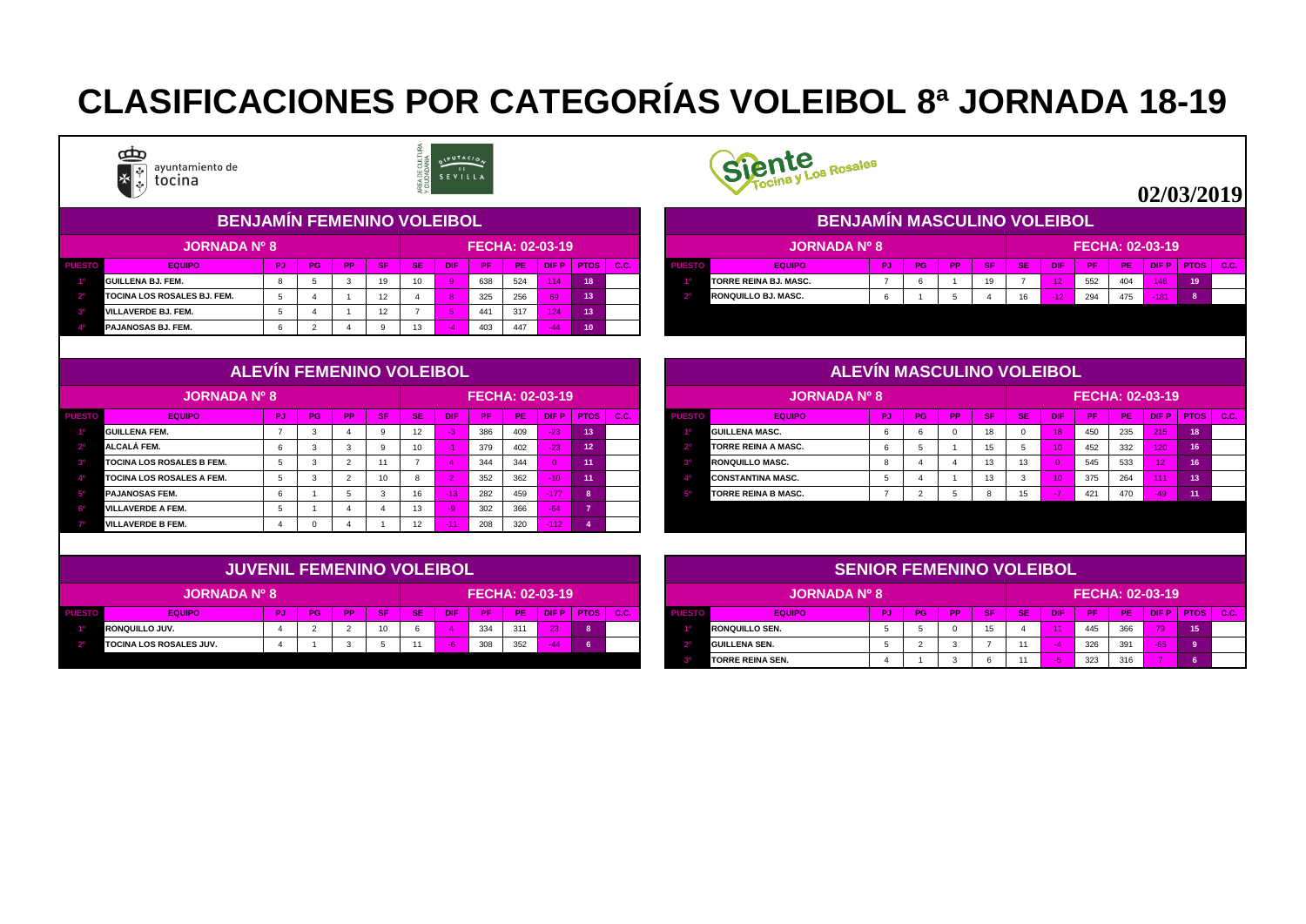# CLASIFICACIONES POR CATEGORÍAS VOLEIBOL 8ª JORNADA 18-19

ayuntamiento de tocina

Siente Tocina y Los Rosales

**02/03/2019**

## BENJAMÍN FEMENINO VOLEIBOL

JORNADA Nº 8 — FECHA: 02-03-19

| PUESTO | EQUIPO | PJ | PG | PP | SF | SE | DIF | PF | PE | DIF P | PTOS | C.C. |
|---|---|---|---|---|---|---|---|---|---|---|---|---|
| 1º | GUILLENA BJ. FEM. | 8 | 5 | 3 | 19 | 10 | 9 | 638 | 524 | 114 | 18 | |
| 2º | TOCINA LOS ROSALES BJ. FEM. | 5 | 4 | 1 | 12 | 4 | 8 | 325 | 256 | 69 | 13 | |
| 3º | VILLAVERDE BJ. FEM. | 5 | 4 | 1 | 12 | 7 | 5 | 441 | 317 | 124 | 13 | |
| 4º | PAJANOSAS BJ. FEM. | 6 | 2 | 4 | 9 | 13 | -4 | 403 | 447 | -44 | 10 | |

## BENJAMÍN MASCULINO VOLEIBOL

JORNADA Nº 8 — FECHA: 02-03-19

| PUESTO | EQUIPO | PJ | PG | PP | SF | SE | DIF | PF | PE | DIF P | PTOS | C.C. |
|---|---|---|---|---|---|---|---|---|---|---|---|---|
| 1º | TORRE REINA BJ. MASC. | 7 | 6 | 1 | 19 | 7 | 12 | 552 | 404 | 148 | 19 | |
| 2º | RONQUILLO BJ. MASC. | 6 | 1 | 5 | 4 | 16 | -12 | 294 | 475 | -181 | 8 | |

## ALEVÍN FEMENINO VOLEIBOL

JORNADA Nº 8 — FECHA: 02-03-19

| PUESTO | EQUIPO | PJ | PG | PP | SF | SE | DIF | PF | PE | DIF P | PTOS | C.C. |
|---|---|---|---|---|---|---|---|---|---|---|---|---|
| 1º | GUILLENA FEM. | 7 | 3 | 4 | 9 | 12 | -3 | 386 | 409 | -23 | 13 | |
| 2º | ALCALÁ FEM. | 6 | 3 | 3 | 9 | 10 | -1 | 379 | 402 | -23 | 12 | |
| 3º | TOCINA LOS ROSALES B FEM. | 5 | 3 | 2 | 11 | 7 | 4 | 344 | 344 | 0 | 11 | |
| 4º | TOCINA LOS ROSALES A FEM. | 5 | 3 | 2 | 10 | 8 | 2 | 352 | 362 | -10 | 11 | |
| 5º | PAJANOSAS FEM. | 6 | 1 | 5 | 3 | 16 | -13 | 282 | 459 | -177 | 8 | |
| 6º | VILLAVERDE A FEM. | 5 | 1 | 4 | 4 | 13 | -9 | 302 | 366 | -64 | 7 | |
| 7º | VILLAVERDE B FEM. | 4 | 0 | 4 | 1 | 12 | -11 | 208 | 320 | -112 | 4 | |

## ALEVÍN MASCULINO VOLEIBOL

JORNADA Nº 8 — FECHA: 02-03-19

| PUESTO | EQUIPO | PJ | PG | PP | SF | SE | DIF | PF | PE | DIF P | PTOS | C.C. |
|---|---|---|---|---|---|---|---|---|---|---|---|---|
| 1º | GUILLENA MASC. | 6 | 6 | 0 | 18 | 0 | 18 | 450 | 235 | 215 | 18 | |
| 2º | TORRE REINA A MASC. | 6 | 5 | 1 | 15 | 5 | 10 | 452 | 332 | 120 | 16 | |
| 3º | RONQUILLO MASC. | 8 | 4 | 4 | 13 | 13 | 0 | 545 | 533 | 12 | 16 | |
| 4º | CONSTANTINA MASC. | 5 | 4 | 1 | 13 | 3 | 10 | 375 | 264 | 111 | 13 | |
| 5º | TORRE REINA B MASC. | 7 | 2 | 5 | 8 | 15 | -7 | 421 | 470 | -49 | 11 | |

## JUVENIL FEMENINO VOLEIBOL

JORNADA Nº 8 — FECHA: 02-03-19

| PUESTO | EQUIPO | PJ | PG | PP | SF | SE | DIF | PF | PE | DIF P | PTOS | C.C. |
|---|---|---|---|---|---|---|---|---|---|---|---|---|
| 1º | RONQUILLO JUV. | 4 | 2 | 2 | 10 | 6 | 4 | 334 | 311 | 23 | 8 | |
| 2º | TOCINA LOS ROSALES JUV. | 4 | 1 | 3 | 5 | 11 | -6 | 308 | 352 | -44 | 6 | |

## SENIOR FEMENINO VOLEIBOL

JORNADA Nº 8 — FECHA: 02-03-19

| PUESTO | EQUIPO | PJ | PG | PP | SF | SE | DIF | PF | PE | DIF P | PTOS | C.C. |
|---|---|---|---|---|---|---|---|---|---|---|---|---|
| 1º | RONQUILLO SEN. | 5 | 5 | 0 | 15 | 4 | 11 | 445 | 366 | 79 | 15 | |
| 2º | GUILLENA SEN. | 5 | 2 | 3 | 7 | 11 | -4 | 326 | 391 | -65 | 9 | |
| 3º | TORRE REINA SEN. | 4 | 1 | 3 | 6 | 11 | -5 | 323 | 316 | 7 | 6 | |